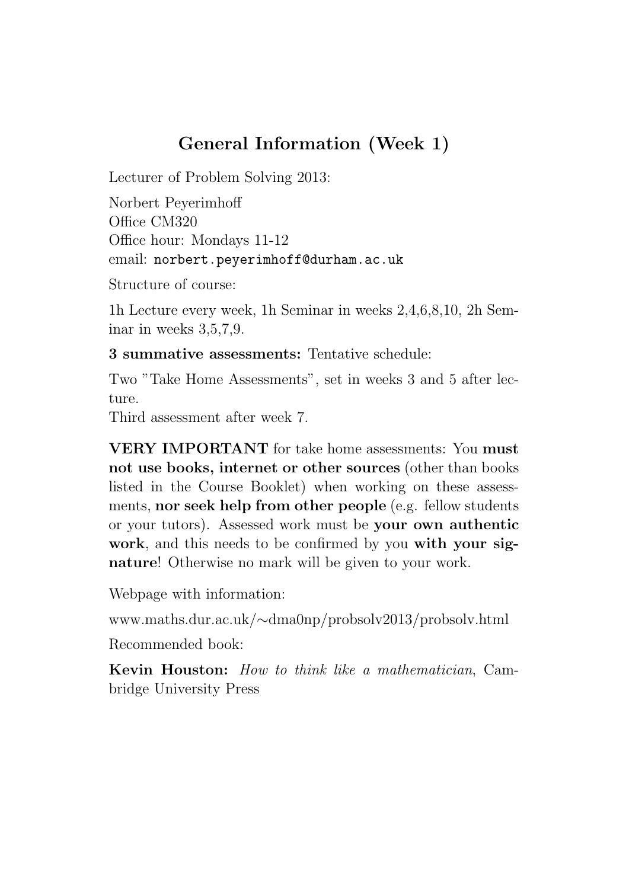# General Information (Week 1)

Lecturer of Problem Solving 2013:

Norbert Peyerimhoff
Office CM320
Office hour: Mondays 11-12
email: `norbert.peyerimhoff@durham.ac.uk`

Structure of course:

1h Lecture every week, 1h Seminar in weeks 2,4,6,8,10, 2h Seminar in weeks 3,5,7,9.

**3 summative assessments:** Tentative schedule:

Two "Take Home Assessments", set in weeks 3 and 5 after lecture.
Third assessment after week 7.

**VERY IMPORTANT** for take home assessments: You **must not use books, internet or other sources** (other than books listed in the Course Booklet) when working on these assessments, **nor seek help from other people** (e.g. fellow students or your tutors). Assessed work must be **your own authentic work**, and this needs to be confirmed by you **with your signature**! Otherwise no mark will be given to your work.

Webpage with information:

www.maths.dur.ac.uk/∼dma0np/probsolv2013/probsolv.html

Recommended book:

**Kevin Houston:** *How to think like a mathematician*, Cambridge University Press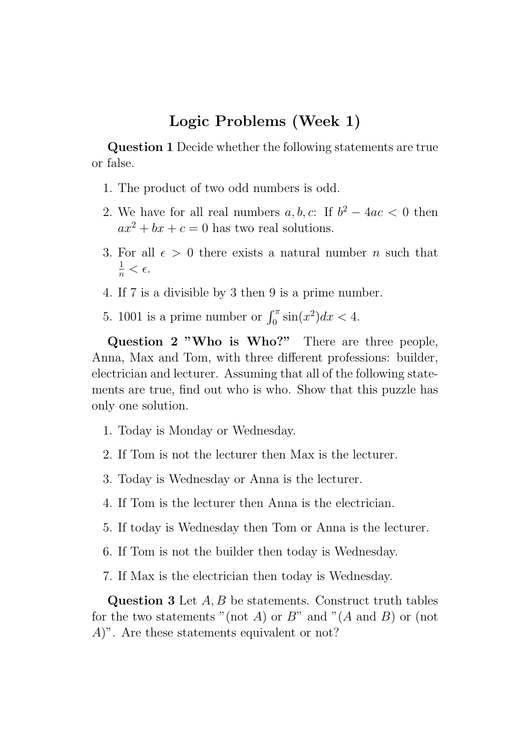# Logic Problems (Week 1)

**Question 1** Decide whether the following statements are true or false.

1. The product of two odd numbers is odd.
2. We have for all real numbers $a, b, c$: If $b^2 - 4ac < 0$ then $ax^2 + bx + c = 0$ has two real solutions.
3. For all $\epsilon > 0$ there exists a natural number $n$ such that $\frac{1}{n} < \epsilon$.
4. If 7 is a divisible by 3 then 9 is a prime number.
5. 1001 is a prime number or $\int_0^\pi \sin(x^2)dx < 4$.

**Question 2 "Who is Who?"** There are three people, Anna, Max and Tom, with three different professions: builder, electrician and lecturer. Assuming that all of the following statements are true, find out who is who. Show that this puzzle has only one solution.

1. Today is Monday or Wednesday.
2. If Tom is not the lecturer then Max is the lecturer.
3. Today is Wednesday or Anna is the lecturer.
4. If Tom is the lecturer then Anna is the electrician.
5. If today is Wednesday then Tom or Anna is the lecturer.
6. If Tom is not the builder then today is Wednesday.
7. If Max is the electrician then today is Wednesday.

**Question 3** Let $A, B$ be statements. Construct truth tables for the two statements "(not $A$) or $B$" and "($A$ and $B$) or (not $A$)". Are these statements equivalent or not?